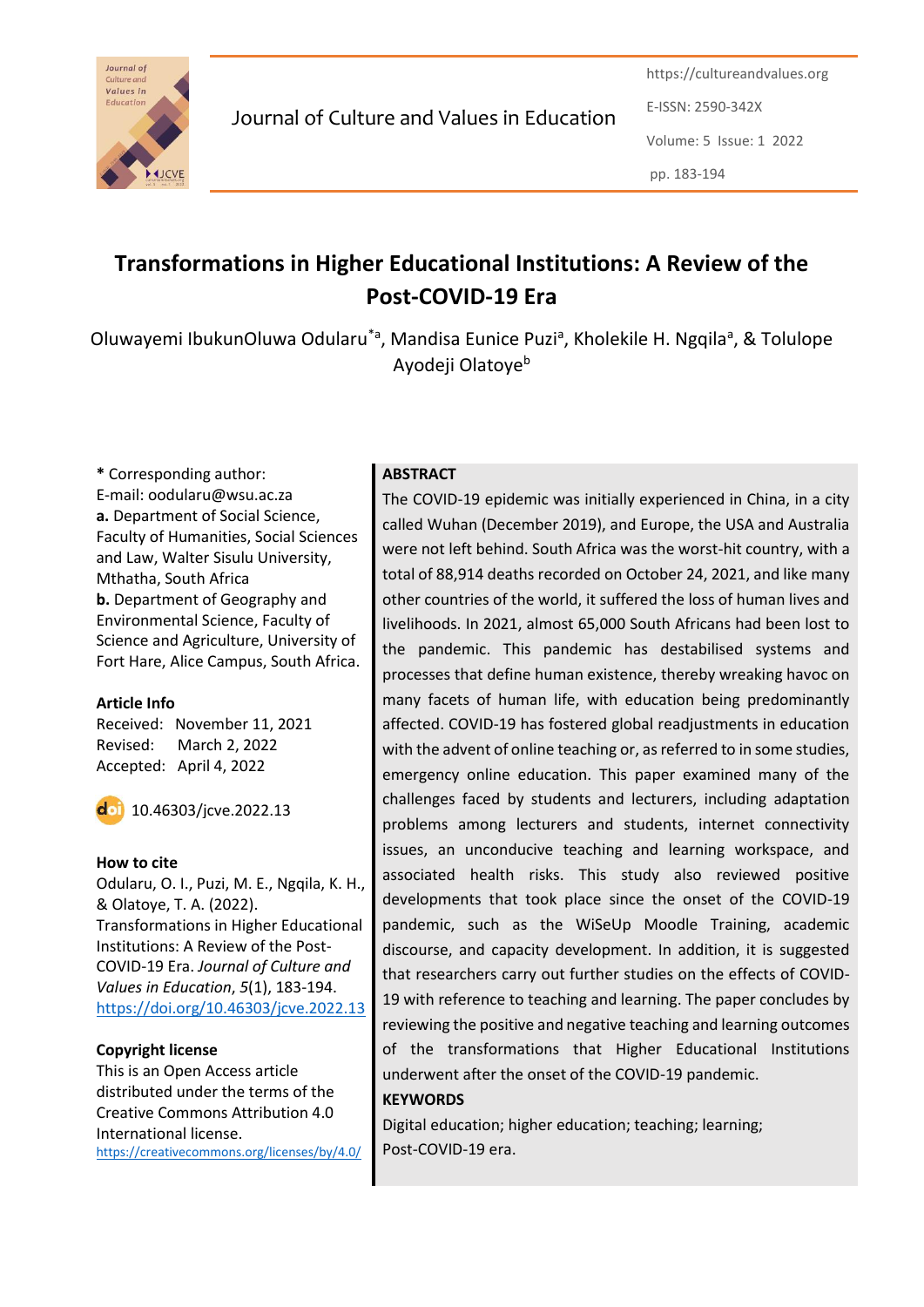# Transformations in Higher Educational Institutions: A Review of the Post-COVID-19 Era

Oluwayemi IbukunOluwa Odularu[*a], Mandisa Eunice Puzi[a], Kholekile H. Ngqila[a], & Tolulope Ayodeji Olatoye[b]

**\*** Corresponding author:
E-mail: oodularu@wsu.ac.za

**a.** Department of Social Science, Faculty of Humanities, Social Sciences and Law, Walter Sisulu University, Mthatha, South Africa

**b.** Department of Geography and Environmental Science, Faculty of Science and Agriculture, University of Fort Hare, Alice Campus, South Africa.

**Article Info**

Received: November 11, 2021
Revised: March 2, 2022
Accepted: April 4, 2022

10.46303/jcve.2022.13

**How to cite**

Odularu, O. I., Puzi, M. E., Ngqila, K. H., & Olatoye, T. A. (2022). Transformations in Higher Educational Institutions: A Review of the Post-COVID-19 Era. *Journal of Culture and Values in Education*, *5*(1), 183-194. https://doi.org/10.46303/jcve.2022.13

**Copyright license**

This is an Open Access article distributed under the terms of the Creative Commons Attribution 4.0 International license.
https://creativecommons.org/licenses/by/4.0/

**ABSTRACT**

The COVID-19 epidemic was initially experienced in China, in a city called Wuhan (December 2019), and Europe, the USA and Australia were not left behind. South Africa was the worst-hit country, with a total of 88,914 deaths recorded on October 24, 2021, and like many other countries of the world, it suffered the loss of human lives and livelihoods. In 2021, almost 65,000 South Africans had been lost to the pandemic. This pandemic has destabilised systems and processes that define human existence, thereby wreaking havoc on many facets of human life, with education being predominantly affected. COVID-19 has fostered global readjustments in education with the advent of online teaching or, as referred to in some studies, emergency online education. This paper examined many of the challenges faced by students and lecturers, including adaptation problems among lecturers and students, internet connectivity issues, an unconducive teaching and learning workspace, and associated health risks. This study also reviewed positive developments that took place since the onset of the COVID-19 pandemic, such as the WiSeUp Moodle Training, academic discourse, and capacity development. In addition, it is suggested that researchers carry out further studies on the effects of COVID-19 with reference to teaching and learning. The paper concludes by reviewing the positive and negative teaching and learning outcomes of the transformations that Higher Educational Institutions underwent after the onset of the COVID-19 pandemic.

**KEYWORDS**

Digital education; higher education; teaching; learning; Post-COVID-19 era.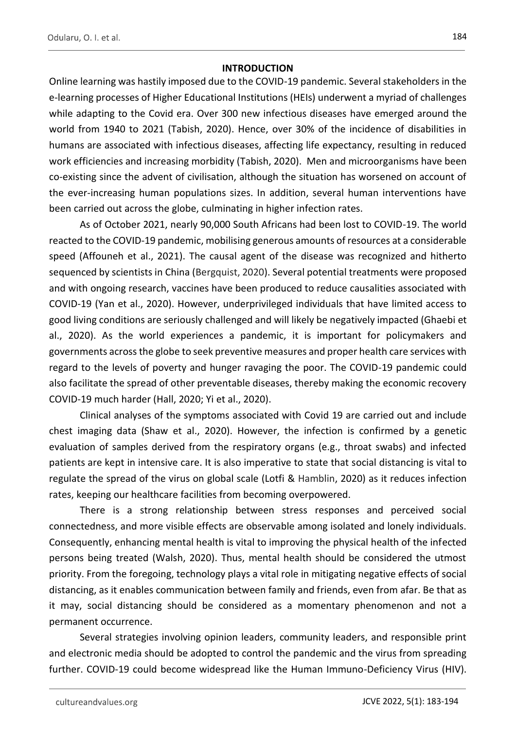## INTRODUCTION

Online learning was hastily imposed due to the COVID-19 pandemic. Several stakeholders in the e-learning processes of Higher Educational Institutions (HEIs) underwent a myriad of challenges while adapting to the Covid era. Over 300 new infectious diseases have emerged around the world from 1940 to 2021 (Tabish, 2020). Hence, over 30% of the incidence of disabilities in humans are associated with infectious diseases, affecting life expectancy, resulting in reduced work efficiencies and increasing morbidity (Tabish, 2020). Men and microorganisms have been co-existing since the advent of civilisation, although the situation has worsened on account of the ever-increasing human populations sizes. In addition, several human interventions have been carried out across the globe, culminating in higher infection rates.

As of October 2021, nearly 90,000 South Africans had been lost to COVID-19. The world reacted to the COVID-19 pandemic, mobilising generous amounts of resources at a considerable speed (Affouneh et al., 2021). The causal agent of the disease was recognized and hitherto sequenced by scientists in China (Bergquist, 2020). Several potential treatments were proposed and with ongoing research, vaccines have been produced to reduce causalities associated with COVID-19 (Yan et al., 2020). However, underprivileged individuals that have limited access to good living conditions are seriously challenged and will likely be negatively impacted (Ghaebi et al., 2020). As the world experiences a pandemic, it is important for policymakers and governments across the globe to seek preventive measures and proper health care services with regard to the levels of poverty and hunger ravaging the poor. The COVID-19 pandemic could also facilitate the spread of other preventable diseases, thereby making the economic recovery COVID-19 much harder (Hall, 2020; Yi et al., 2020).

Clinical analyses of the symptoms associated with Covid 19 are carried out and include chest imaging data (Shaw et al., 2020). However, the infection is confirmed by a genetic evaluation of samples derived from the respiratory organs (e.g., throat swabs) and infected patients are kept in intensive care. It is also imperative to state that social distancing is vital to regulate the spread of the virus on global scale (Lotfi & Hamblin, 2020) as it reduces infection rates, keeping our healthcare facilities from becoming overpowered.

There is a strong relationship between stress responses and perceived social connectedness, and more visible effects are observable among isolated and lonely individuals. Consequently, enhancing mental health is vital to improving the physical health of the infected persons being treated (Walsh, 2020). Thus, mental health should be considered the utmost priority. From the foregoing, technology plays a vital role in mitigating negative effects of social distancing, as it enables communication between family and friends, even from afar. Be that as it may, social distancing should be considered as a momentary phenomenon and not a permanent occurrence.

Several strategies involving opinion leaders, community leaders, and responsible print and electronic media should be adopted to control the pandemic and the virus from spreading further. COVID-19 could become widespread like the Human Immuno-Deficiency Virus (HIV).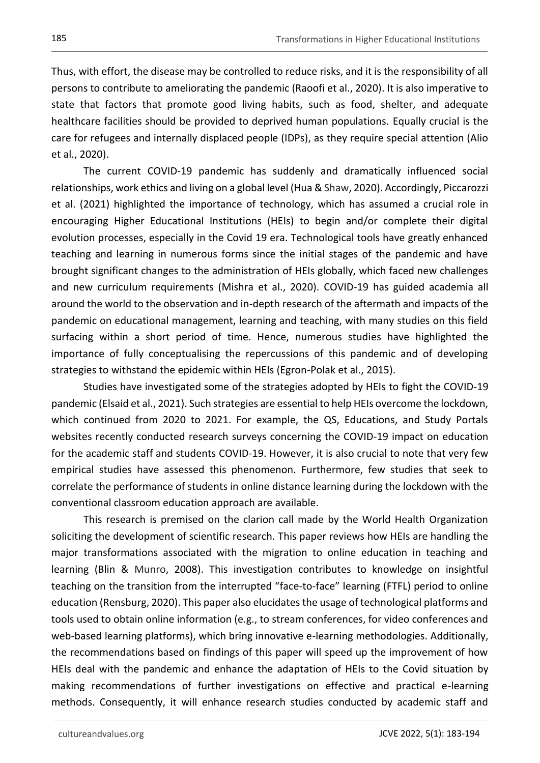Thus, with effort, the disease may be controlled to reduce risks, and it is the responsibility of all persons to contribute to ameliorating the pandemic (Raoofi et al., 2020). It is also imperative to state that factors that promote good living habits, such as food, shelter, and adequate healthcare facilities should be provided to deprived human populations. Equally crucial is the care for refugees and internally displaced people (IDPs), as they require special attention (Alio et al., 2020).

The current COVID-19 pandemic has suddenly and dramatically influenced social relationships, work ethics and living on a global level (Hua & Shaw, 2020). Accordingly, Piccarozzi et al. (2021) highlighted the importance of technology, which has assumed a crucial role in encouraging Higher Educational Institutions (HEIs) to begin and/or complete their digital evolution processes, especially in the Covid 19 era. Technological tools have greatly enhanced teaching and learning in numerous forms since the initial stages of the pandemic and have brought significant changes to the administration of HEIs globally, which faced new challenges and new curriculum requirements (Mishra et al., 2020). COVID-19 has guided academia all around the world to the observation and in-depth research of the aftermath and impacts of the pandemic on educational management, learning and teaching, with many studies on this field surfacing within a short period of time. Hence, numerous studies have highlighted the importance of fully conceptualising the repercussions of this pandemic and of developing strategies to withstand the epidemic within HEIs (Egron-Polak et al., 2015).

Studies have investigated some of the strategies adopted by HEIs to fight the COVID-19 pandemic (Elsaid et al., 2021). Such strategies are essential to help HEIs overcome the lockdown, which continued from 2020 to 2021. For example, the QS, Educations, and Study Portals websites recently conducted research surveys concerning the COVID-19 impact on education for the academic staff and students COVID-19. However, it is also crucial to note that very few empirical studies have assessed this phenomenon. Furthermore, few studies that seek to correlate the performance of students in online distance learning during the lockdown with the conventional classroom education approach are available.

This research is premised on the clarion call made by the World Health Organization soliciting the development of scientific research. This paper reviews how HEIs are handling the major transformations associated with the migration to online education in teaching and learning (Blin & Munro, 2008). This investigation contributes to knowledge on insightful teaching on the transition from the interrupted "face-to-face" learning (FTFL) period to online education (Rensburg, 2020). This paper also elucidates the usage of technological platforms and tools used to obtain online information (e.g., to stream conferences, for video conferences and web-based learning platforms), which bring innovative e-learning methodologies. Additionally, the recommendations based on findings of this paper will speed up the improvement of how HEIs deal with the pandemic and enhance the adaptation of HEIs to the Covid situation by making recommendations of further investigations on effective and practical e-learning methods. Consequently, it will enhance research studies conducted by academic staff and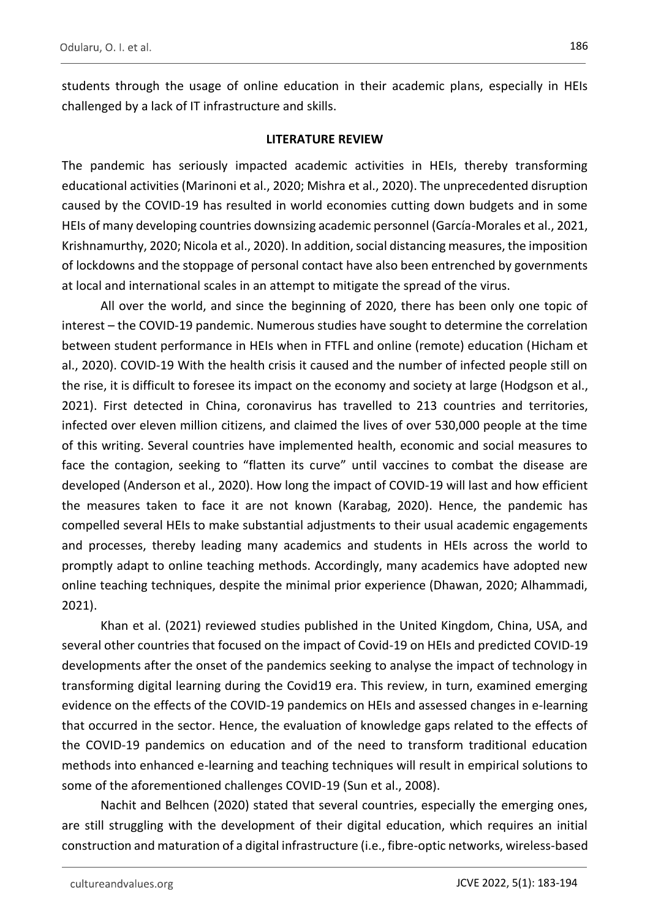students through the usage of online education in their academic plans, especially in HEIs challenged by a lack of IT infrastructure and skills.

## LITERATURE REVIEW

The pandemic has seriously impacted academic activities in HEIs, thereby transforming educational activities (Marinoni et al., 2020; Mishra et al., 2020). The unprecedented disruption caused by the COVID-19 has resulted in world economies cutting down budgets and in some HEIs of many developing countries downsizing academic personnel (García-Morales et al., 2021, Krishnamurthy, 2020; Nicola et al., 2020). In addition, social distancing measures, the imposition of lockdowns and the stoppage of personal contact have also been entrenched by governments at local and international scales in an attempt to mitigate the spread of the virus.

All over the world, and since the beginning of 2020, there has been only one topic of interest – the COVID-19 pandemic. Numerous studies have sought to determine the correlation between student performance in HEIs when in FTFL and online (remote) education (Hicham et al., 2020). COVID-19 With the health crisis it caused and the number of infected people still on the rise, it is difficult to foresee its impact on the economy and society at large (Hodgson et al., 2021). First detected in China, coronavirus has travelled to 213 countries and territories, infected over eleven million citizens, and claimed the lives of over 530,000 people at the time of this writing. Several countries have implemented health, economic and social measures to face the contagion, seeking to "flatten its curve" until vaccines to combat the disease are developed (Anderson et al., 2020). How long the impact of COVID-19 will last and how efficient the measures taken to face it are not known (Karabag, 2020). Hence, the pandemic has compelled several HEIs to make substantial adjustments to their usual academic engagements and processes, thereby leading many academics and students in HEIs across the world to promptly adapt to online teaching methods. Accordingly, many academics have adopted new online teaching techniques, despite the minimal prior experience (Dhawan, 2020; Alhammadi, 2021).

Khan et al. (2021) reviewed studies published in the United Kingdom, China, USA, and several other countries that focused on the impact of Covid-19 on HEIs and predicted COVID-19 developments after the onset of the pandemics seeking to analyse the impact of technology in transforming digital learning during the Covid19 era. This review, in turn, examined emerging evidence on the effects of the COVID-19 pandemics on HEIs and assessed changes in e-learning that occurred in the sector. Hence, the evaluation of knowledge gaps related to the effects of the COVID-19 pandemics on education and of the need to transform traditional education methods into enhanced e-learning and teaching techniques will result in empirical solutions to some of the aforementioned challenges COVID-19 (Sun et al., 2008).

Nachit and Belhcen (2020) stated that several countries, especially the emerging ones, are still struggling with the development of their digital education, which requires an initial construction and maturation of a digital infrastructure (i.e., fibre-optic networks, wireless-based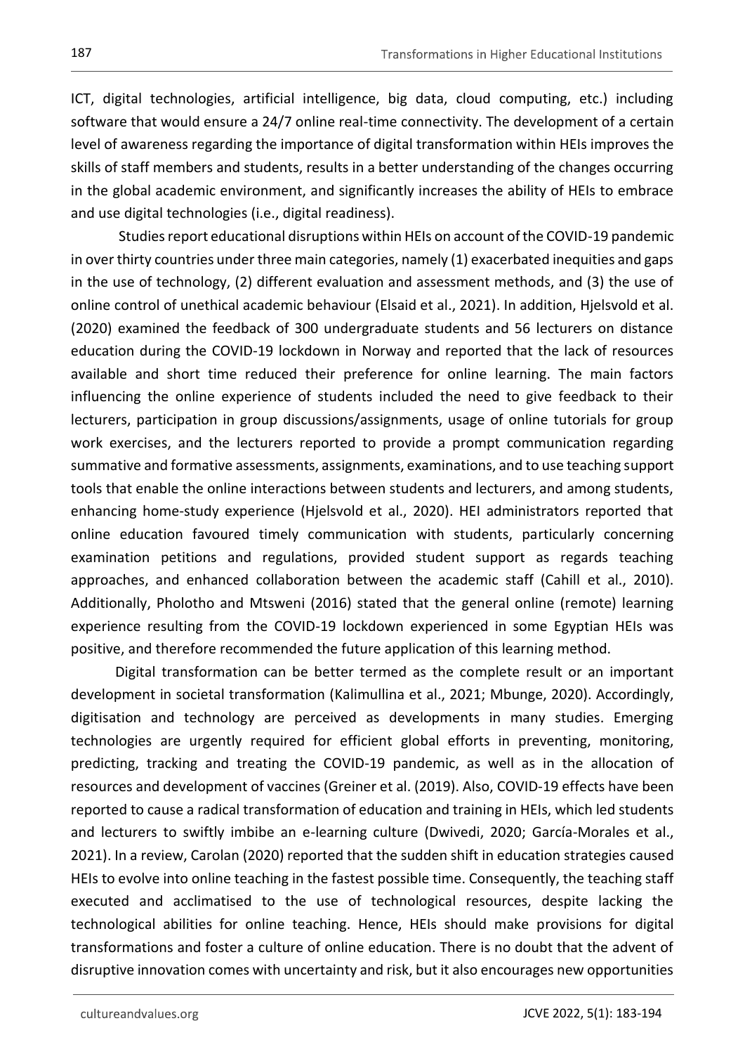ICT, digital technologies, artificial intelligence, big data, cloud computing, etc.) including software that would ensure a 24/7 online real-time connectivity. The development of a certain level of awareness regarding the importance of digital transformation within HEIs improves the skills of staff members and students, results in a better understanding of the changes occurring in the global academic environment, and significantly increases the ability of HEIs to embrace and use digital technologies (i.e., digital readiness).

Studies report educational disruptions within HEIs on account of the COVID-19 pandemic in over thirty countries under three main categories, namely (1) exacerbated inequities and gaps in the use of technology, (2) different evaluation and assessment methods, and (3) the use of online control of unethical academic behaviour (Elsaid et al., 2021). In addition, Hjelsvold et al. (2020) examined the feedback of 300 undergraduate students and 56 lecturers on distance education during the COVID-19 lockdown in Norway and reported that the lack of resources available and short time reduced their preference for online learning. The main factors influencing the online experience of students included the need to give feedback to their lecturers, participation in group discussions/assignments, usage of online tutorials for group work exercises, and the lecturers reported to provide a prompt communication regarding summative and formative assessments, assignments, examinations, and to use teaching support tools that enable the online interactions between students and lecturers, and among students, enhancing home-study experience (Hjelsvold et al., 2020). HEI administrators reported that online education favoured timely communication with students, particularly concerning examination petitions and regulations, provided student support as regards teaching approaches, and enhanced collaboration between the academic staff (Cahill et al., 2010). Additionally, Pholotho and Mtsweni (2016) stated that the general online (remote) learning experience resulting from the COVID-19 lockdown experienced in some Egyptian HEIs was positive, and therefore recommended the future application of this learning method.

Digital transformation can be better termed as the complete result or an important development in societal transformation (Kalimullina et al., 2021; Mbunge, 2020). Accordingly, digitisation and technology are perceived as developments in many studies. Emerging technologies are urgently required for efficient global efforts in preventing, monitoring, predicting, tracking and treating the COVID-19 pandemic, as well as in the allocation of resources and development of vaccines (Greiner et al. (2019). Also, COVID-19 effects have been reported to cause a radical transformation of education and training in HEIs, which led students and lecturers to swiftly imbibe an e-learning culture (Dwivedi, 2020; García-Morales et al., 2021). In a review, Carolan (2020) reported that the sudden shift in education strategies caused HEIs to evolve into online teaching in the fastest possible time. Consequently, the teaching staff executed and acclimatised to the use of technological resources, despite lacking the technological abilities for online teaching. Hence, HEIs should make provisions for digital transformations and foster a culture of online education. There is no doubt that the advent of disruptive innovation comes with uncertainty and risk, but it also encourages new opportunities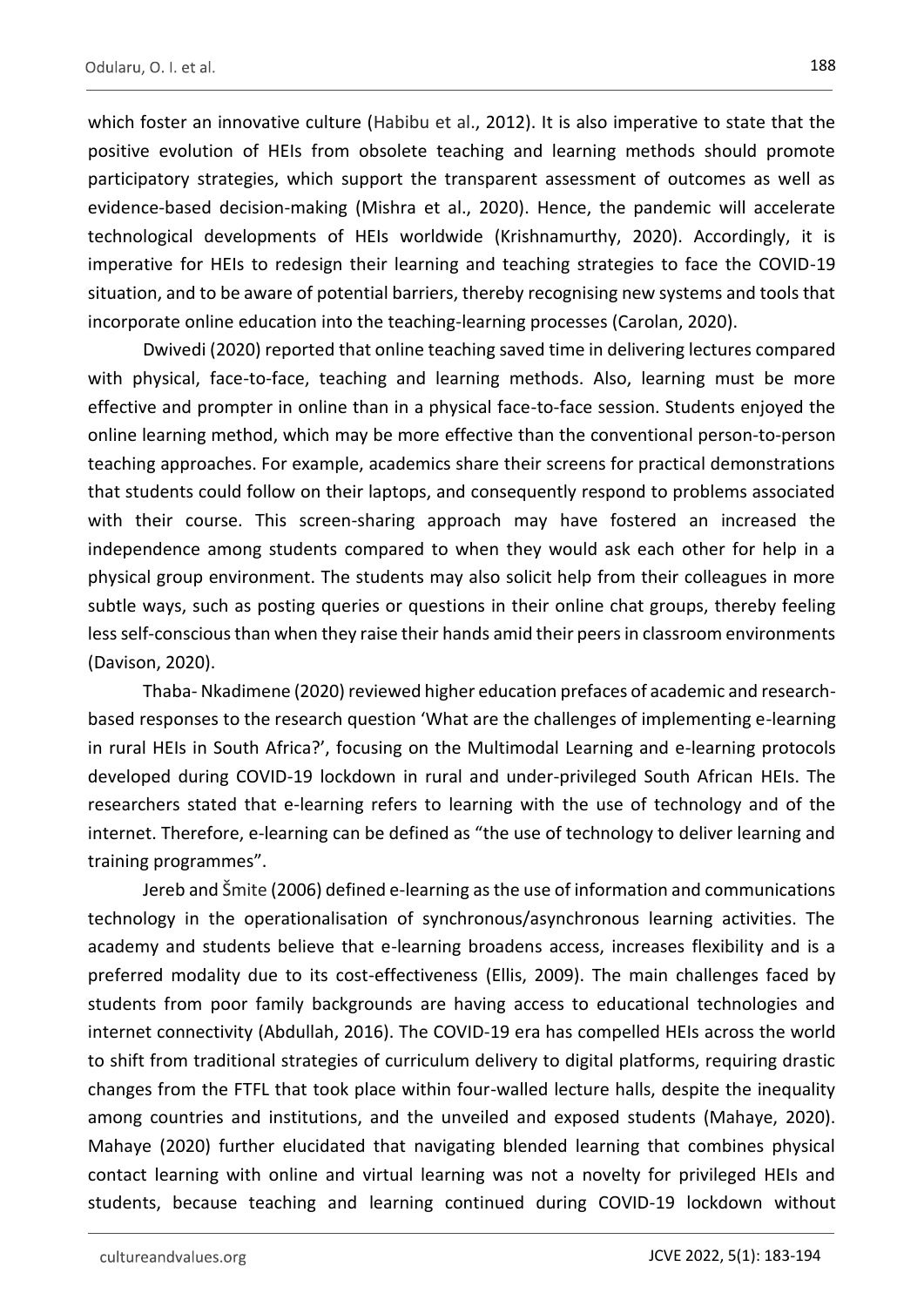which foster an innovative culture (Habibu et al., 2012). It is also imperative to state that the positive evolution of HEIs from obsolete teaching and learning methods should promote participatory strategies, which support the transparent assessment of outcomes as well as evidence-based decision-making (Mishra et al., 2020). Hence, the pandemic will accelerate technological developments of HEIs worldwide (Krishnamurthy, 2020). Accordingly, it is imperative for HEIs to redesign their learning and teaching strategies to face the COVID-19 situation, and to be aware of potential barriers, thereby recognising new systems and tools that incorporate online education into the teaching-learning processes (Carolan, 2020).

Dwivedi (2020) reported that online teaching saved time in delivering lectures compared with physical, face-to-face, teaching and learning methods. Also, learning must be more effective and prompter in online than in a physical face-to-face session. Students enjoyed the online learning method, which may be more effective than the conventional person-to-person teaching approaches. For example, academics share their screens for practical demonstrations that students could follow on their laptops, and consequently respond to problems associated with their course. This screen-sharing approach may have fostered an increased the independence among students compared to when they would ask each other for help in a physical group environment. The students may also solicit help from their colleagues in more subtle ways, such as posting queries or questions in their online chat groups, thereby feeling less self-conscious than when they raise their hands amid their peers in classroom environments (Davison, 2020).

Thaba- Nkadimene (2020) reviewed higher education prefaces of academic and research-based responses to the research question 'What are the challenges of implementing e-learning in rural HEIs in South Africa?', focusing on the Multimodal Learning and e-learning protocols developed during COVID-19 lockdown in rural and under-privileged South African HEIs. The researchers stated that e-learning refers to learning with the use of technology and of the internet. Therefore, e-learning can be defined as "the use of technology to deliver learning and training programmes".

Jereb and Šmite (2006) defined e-learning as the use of information and communications technology in the operationalisation of synchronous/asynchronous learning activities. The academy and students believe that e-learning broadens access, increases flexibility and is a preferred modality due to its cost-effectiveness (Ellis, 2009). The main challenges faced by students from poor family backgrounds are having access to educational technologies and internet connectivity (Abdullah, 2016). The COVID-19 era has compelled HEIs across the world to shift from traditional strategies of curriculum delivery to digital platforms, requiring drastic changes from the FTFL that took place within four-walled lecture halls, despite the inequality among countries and institutions, and the unveiled and exposed students (Mahaye, 2020). Mahaye (2020) further elucidated that navigating blended learning that combines physical contact learning with online and virtual learning was not a novelty for privileged HEIs and students, because teaching and learning continued during COVID-19 lockdown without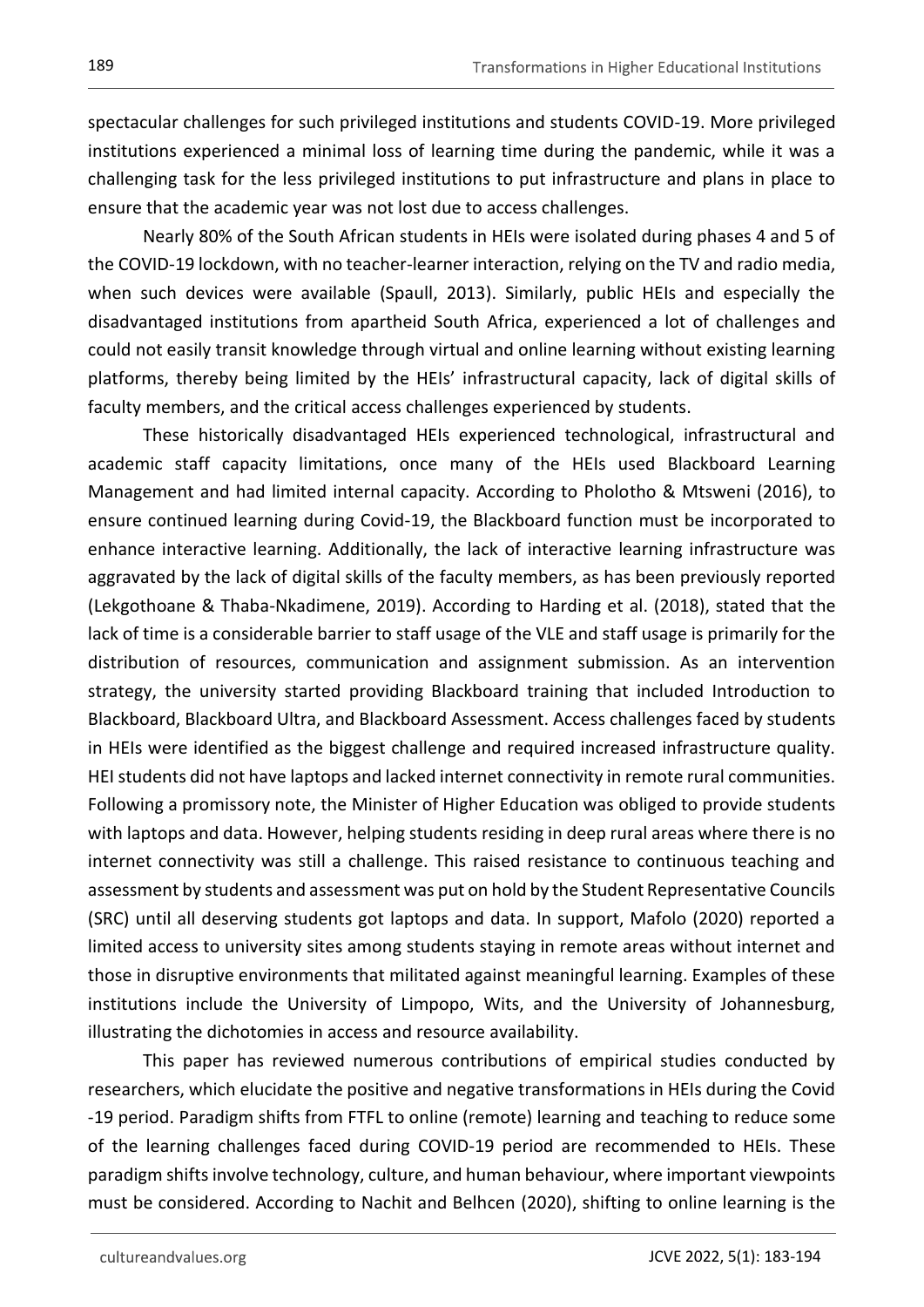spectacular challenges for such privileged institutions and students COVID-19. More privileged institutions experienced a minimal loss of learning time during the pandemic, while it was a challenging task for the less privileged institutions to put infrastructure and plans in place to ensure that the academic year was not lost due to access challenges.

Nearly 80% of the South African students in HEIs were isolated during phases 4 and 5 of the COVID-19 lockdown, with no teacher-learner interaction, relying on the TV and radio media, when such devices were available (Spaull, 2013). Similarly, public HEIs and especially the disadvantaged institutions from apartheid South Africa, experienced a lot of challenges and could not easily transit knowledge through virtual and online learning without existing learning platforms, thereby being limited by the HEIs' infrastructural capacity, lack of digital skills of faculty members, and the critical access challenges experienced by students.

These historically disadvantaged HEIs experienced technological, infrastructural and academic staff capacity limitations, once many of the HEIs used Blackboard Learning Management and had limited internal capacity. According to Pholotho & Mtsweni (2016), to ensure continued learning during Covid-19, the Blackboard function must be incorporated to enhance interactive learning. Additionally, the lack of interactive learning infrastructure was aggravated by the lack of digital skills of the faculty members, as has been previously reported (Lekgothoane & Thaba-Nkadimene, 2019). According to Harding et al. (2018), stated that the lack of time is a considerable barrier to staff usage of the VLE and staff usage is primarily for the distribution of resources, communication and assignment submission. As an intervention strategy, the university started providing Blackboard training that included Introduction to Blackboard, Blackboard Ultra, and Blackboard Assessment. Access challenges faced by students in HEIs were identified as the biggest challenge and required increased infrastructure quality. HEI students did not have laptops and lacked internet connectivity in remote rural communities. Following a promissory note, the Minister of Higher Education was obliged to provide students with laptops and data. However, helping students residing in deep rural areas where there is no internet connectivity was still a challenge. This raised resistance to continuous teaching and assessment by students and assessment was put on hold by the Student Representative Councils (SRC) until all deserving students got laptops and data. In support, Mafolo (2020) reported a limited access to university sites among students staying in remote areas without internet and those in disruptive environments that militated against meaningful learning. Examples of these institutions include the University of Limpopo, Wits, and the University of Johannesburg, illustrating the dichotomies in access and resource availability.

This paper has reviewed numerous contributions of empirical studies conducted by researchers, which elucidate the positive and negative transformations in HEIs during the Covid -19 period. Paradigm shifts from FTFL to online (remote) learning and teaching to reduce some of the learning challenges faced during COVID-19 period are recommended to HEIs. These paradigm shifts involve technology, culture, and human behaviour, where important viewpoints must be considered. According to Nachit and Belhcen (2020), shifting to online learning is the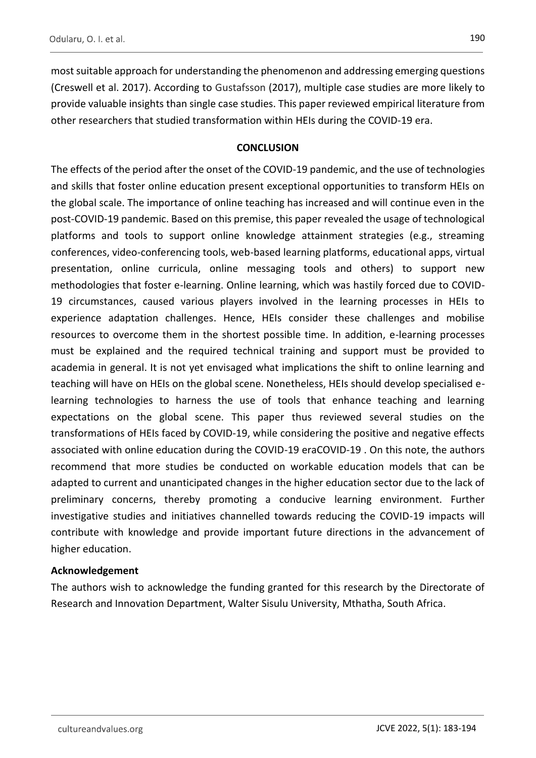most suitable approach for understanding the phenomenon and addressing emerging questions (Creswell et al. 2017). According to Gustafsson (2017), multiple case studies are more likely to provide valuable insights than single case studies. This paper reviewed empirical literature from other researchers that studied transformation within HEIs during the COVID-19 era.

## CONCLUSION

The effects of the period after the onset of the COVID-19 pandemic, and the use of technologies and skills that foster online education present exceptional opportunities to transform HEIs on the global scale. The importance of online teaching has increased and will continue even in the post-COVID-19 pandemic. Based on this premise, this paper revealed the usage of technological platforms and tools to support online knowledge attainment strategies (e.g., streaming conferences, video-conferencing tools, web-based learning platforms, educational apps, virtual presentation, online curricula, online messaging tools and others) to support new methodologies that foster e-learning. Online learning, which was hastily forced due to COVID-19 circumstances, caused various players involved in the learning processes in HEIs to experience adaptation challenges. Hence, HEIs consider these challenges and mobilise resources to overcome them in the shortest possible time. In addition, e-learning processes must be explained and the required technical training and support must be provided to academia in general. It is not yet envisaged what implications the shift to online learning and teaching will have on HEIs on the global scene. Nonetheless, HEIs should develop specialised e-learning technologies to harness the use of tools that enhance teaching and learning expectations on the global scene. This paper thus reviewed several studies on the transformations of HEIs faced by COVID-19, while considering the positive and negative effects associated with online education during the COVID-19 eraCOVID-19 . On this note, the authors recommend that more studies be conducted on workable education models that can be adapted to current and unanticipated changes in the higher education sector due to the lack of preliminary concerns, thereby promoting a conducive learning environment. Further investigative studies and initiatives channelled towards reducing the COVID-19 impacts will contribute with knowledge and provide important future directions in the advancement of higher education.

### Acknowledgement

The authors wish to acknowledge the funding granted for this research by the Directorate of Research and Innovation Department, Walter Sisulu University, Mthatha, South Africa.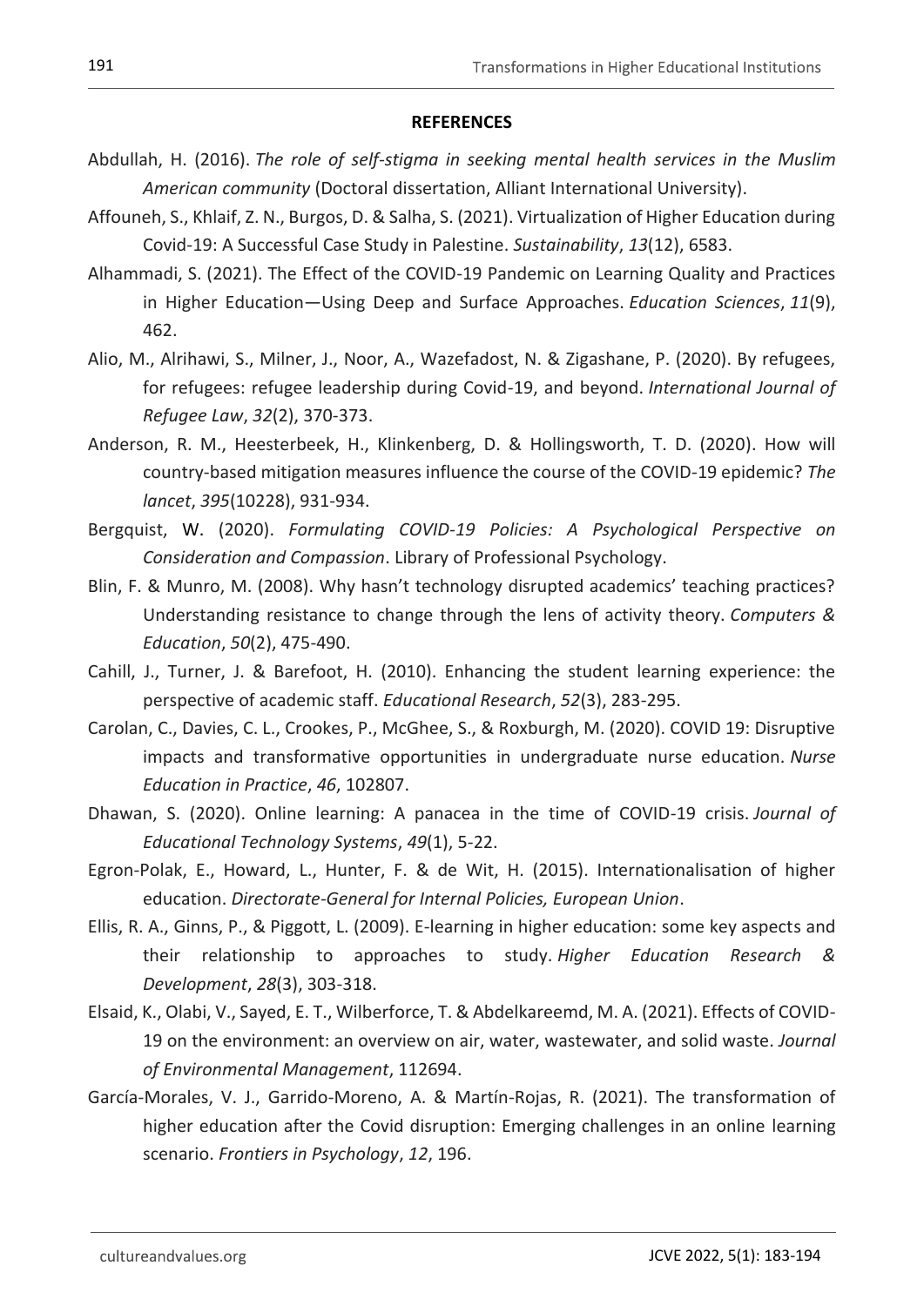**REFERENCES**

Abdullah, H. (2016). *The role of self-stigma in seeking mental health services in the Muslim American community* (Doctoral dissertation, Alliant International University).

Affouneh, S., Khlaif, Z. N., Burgos, D. & Salha, S. (2021). Virtualization of Higher Education during Covid-19: A Successful Case Study in Palestine. *Sustainability*, *13*(12), 6583.

Alhammadi, S. (2021). The Effect of the COVID-19 Pandemic on Learning Quality and Practices in Higher Education—Using Deep and Surface Approaches. *Education Sciences*, *11*(9), 462.

Alio, M., Alrihawi, S., Milner, J., Noor, A., Wazefadost, N. & Zigashane, P. (2020). By refugees, for refugees: refugee leadership during Covid-19, and beyond. *International Journal of Refugee Law*, *32*(2), 370-373.

Anderson, R. M., Heesterbeek, H., Klinkenberg, D. & Hollingsworth, T. D. (2020). How will country-based mitigation measures influence the course of the COVID-19 epidemic? *The lancet*, *395*(10228), 931-934.

Bergquist, W. (2020). *Formulating COVID-19 Policies: A Psychological Perspective on Consideration and Compassion*. Library of Professional Psychology.

Blin, F. & Munro, M. (2008). Why hasn't technology disrupted academics' teaching practices? Understanding resistance to change through the lens of activity theory. *Computers & Education*, *50*(2), 475-490.

Cahill, J., Turner, J. & Barefoot, H. (2010). Enhancing the student learning experience: the perspective of academic staff. *Educational Research*, *52*(3), 283-295.

Carolan, C., Davies, C. L., Crookes, P., McGhee, S., & Roxburgh, M. (2020). COVID 19: Disruptive impacts and transformative opportunities in undergraduate nurse education. *Nurse Education in Practice*, *46*, 102807.

Dhawan, S. (2020). Online learning: A panacea in the time of COVID-19 crisis. *Journal of Educational Technology Systems*, *49*(1), 5-22.

Egron-Polak, E., Howard, L., Hunter, F. & de Wit, H. (2015). Internationalisation of higher education. *Directorate-General for Internal Policies, European Union*.

Ellis, R. A., Ginns, P., & Piggott, L. (2009). E-learning in higher education: some key aspects and their relationship to approaches to study. *Higher Education Research & Development*, *28*(3), 303-318.

Elsaid, K., Olabi, V., Sayed, E. T., Wilberforce, T. & Abdelkareemd, M. A. (2021). Effects of COVID-19 on the environment: an overview on air, water, wastewater, and solid waste. *Journal of Environmental Management*, 112694.

García-Morales, V. J., Garrido-Moreno, A. & Martín-Rojas, R. (2021). The transformation of higher education after the Covid disruption: Emerging challenges in an online learning scenario. *Frontiers in Psychology*, *12*, 196.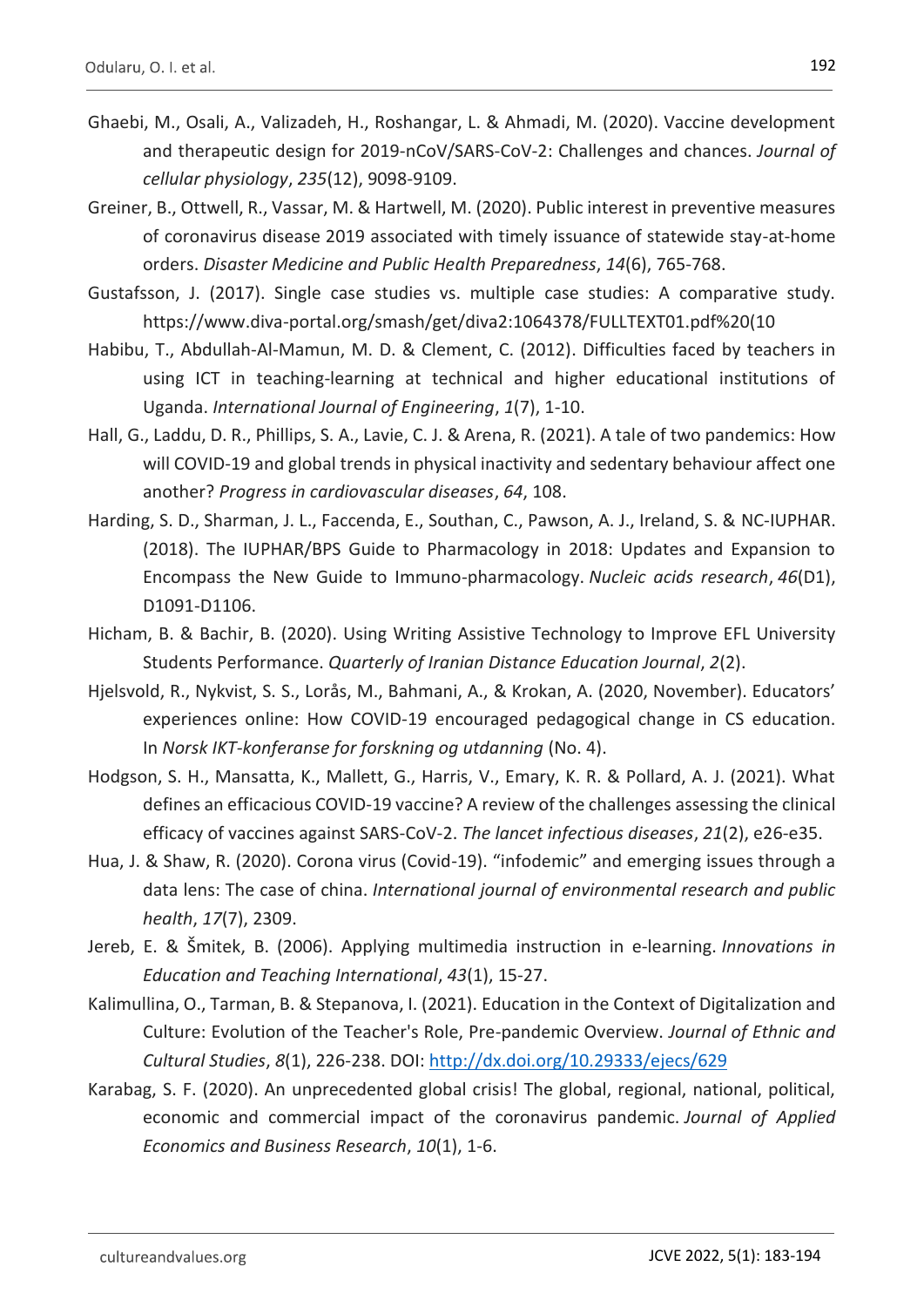Ghaebi, M., Osali, A., Valizadeh, H., Roshangar, L. & Ahmadi, M. (2020). Vaccine development and therapeutic design for 2019-nCoV/SARS-CoV-2: Challenges and chances. *Journal of cellular physiology*, *235*(12), 9098-9109.

Greiner, B., Ottwell, R., Vassar, M. & Hartwell, M. (2020). Public interest in preventive measures of coronavirus disease 2019 associated with timely issuance of statewide stay-at-home orders. *Disaster Medicine and Public Health Preparedness*, *14*(6), 765-768.

Gustafsson, J. (2017). Single case studies vs. multiple case studies: A comparative study. https://www.diva-portal.org/smash/get/diva2:1064378/FULLTEXT01.pdf%20(10

Habibu, T., Abdullah-Al-Mamun, M. D. & Clement, C. (2012). Difficulties faced by teachers in using ICT in teaching-learning at technical and higher educational institutions of Uganda. *International Journal of Engineering*, *1*(7), 1-10.

Hall, G., Laddu, D. R., Phillips, S. A., Lavie, C. J. & Arena, R. (2021). A tale of two pandemics: How will COVID-19 and global trends in physical inactivity and sedentary behaviour affect one another? *Progress in cardiovascular diseases*, *64*, 108.

Harding, S. D., Sharman, J. L., Faccenda, E., Southan, C., Pawson, A. J., Ireland, S. & NC-IUPHAR. (2018). The IUPHAR/BPS Guide to Pharmacology in 2018: Updates and Expansion to Encompass the New Guide to Immuno-pharmacology. *Nucleic acids research*, *46*(D1), D1091-D1106.

Hicham, B. & Bachir, B. (2020). Using Writing Assistive Technology to Improve EFL University Students Performance. *Quarterly of Iranian Distance Education Journal*, *2*(2).

Hjelsvold, R., Nykvist, S. S., Lorås, M., Bahmani, A., & Krokan, A. (2020, November). Educators' experiences online: How COVID-19 encouraged pedagogical change in CS education. In *Norsk IKT-konferanse for forskning og utdanning* (No. 4).

Hodgson, S. H., Mansatta, K., Mallett, G., Harris, V., Emary, K. R. & Pollard, A. J. (2021). What defines an efficacious COVID-19 vaccine? A review of the challenges assessing the clinical efficacy of vaccines against SARS-CoV-2. *The lancet infectious diseases*, *21*(2), e26-e35.

Hua, J. & Shaw, R. (2020). Corona virus (Covid-19). "infodemic" and emerging issues through a data lens: The case of china. *International journal of environmental research and public health*, *17*(7), 2309.

Jereb, E. & Šmitek, B. (2006). Applying multimedia instruction in e-learning. *Innovations in Education and Teaching International*, *43*(1), 15-27.

Kalimullina, O., Tarman, B. & Stepanova, I. (2021). Education in the Context of Digitalization and Culture: Evolution of the Teacher's Role, Pre-pandemic Overview. *Journal of Ethnic and Cultural Studies*, *8*(1), 226-238. DOI: http://dx.doi.org/10.29333/ejecs/629

Karabag, S. F. (2020). An unprecedented global crisis! The global, regional, national, political, economic and commercial impact of the coronavirus pandemic. *Journal of Applied Economics and Business Research*, *10*(1), 1-6.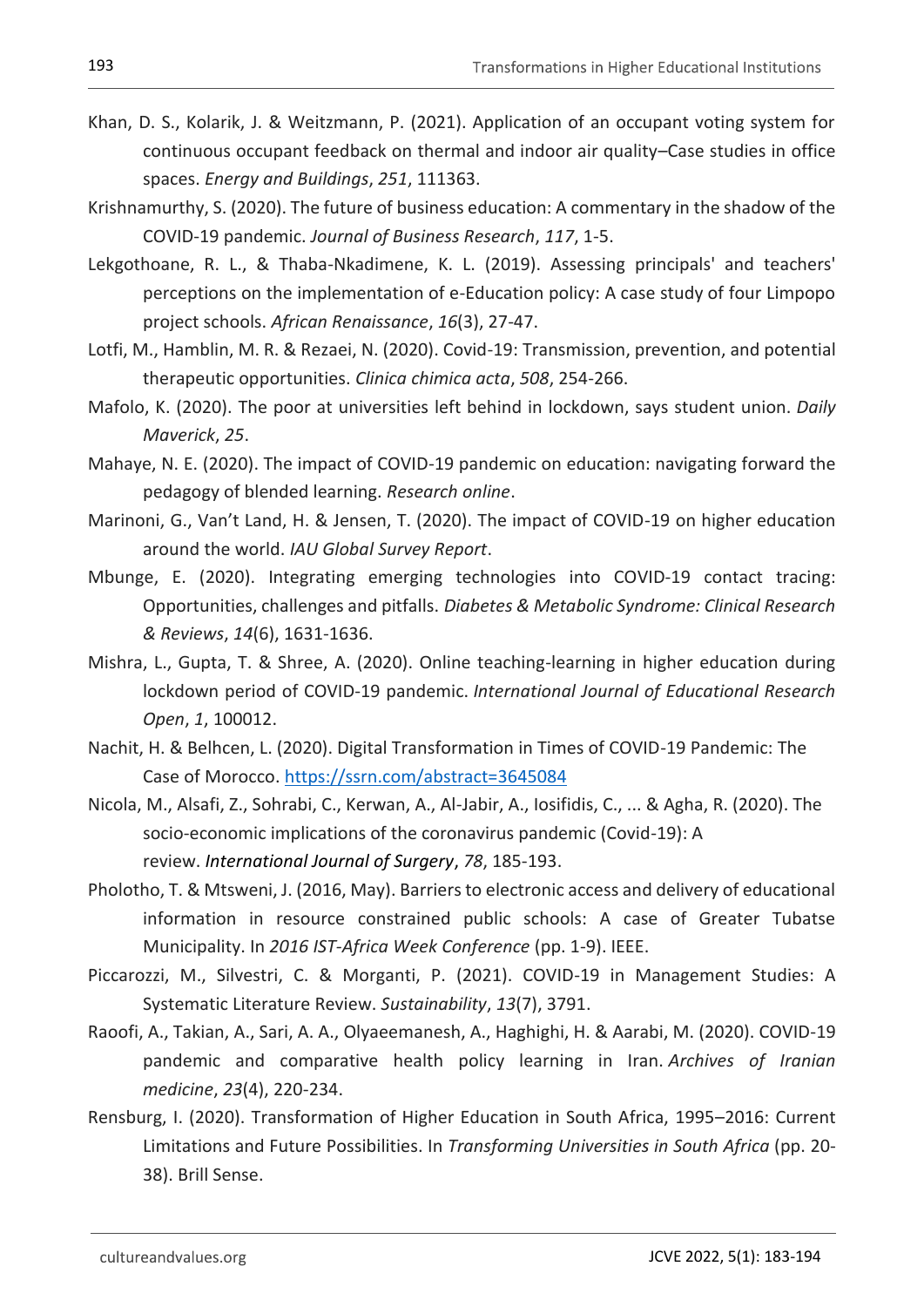Khan, D. S., Kolarik, J. & Weitzmann, P. (2021). Application of an occupant voting system for continuous occupant feedback on thermal and indoor air quality–Case studies in office spaces. *Energy and Buildings*, *251*, 111363.

Krishnamurthy, S. (2020). The future of business education: A commentary in the shadow of the COVID-19 pandemic. *Journal of Business Research*, *117*, 1-5.

Lekgothoane, R. L., & Thaba-Nkadimene, K. L. (2019). Assessing principals' and teachers' perceptions on the implementation of e-Education policy: A case study of four Limpopo project schools. *African Renaissance*, *16*(3), 27-47.

Lotfi, M., Hamblin, M. R. & Rezaei, N. (2020). Covid-19: Transmission, prevention, and potential therapeutic opportunities. *Clinica chimica acta*, *508*, 254-266.

Mafolo, K. (2020). The poor at universities left behind in lockdown, says student union. *Daily Maverick*, *25*.

Mahaye, N. E. (2020). The impact of COVID-19 pandemic on education: navigating forward the pedagogy of blended learning. *Research online*.

Marinoni, G., Van't Land, H. & Jensen, T. (2020). The impact of COVID-19 on higher education around the world. *IAU Global Survey Report*.

Mbunge, E. (2020). Integrating emerging technologies into COVID-19 contact tracing: Opportunities, challenges and pitfalls. *Diabetes & Metabolic Syndrome: Clinical Research & Reviews*, *14*(6), 1631-1636.

Mishra, L., Gupta, T. & Shree, A. (2020). Online teaching-learning in higher education during lockdown period of COVID-19 pandemic. *International Journal of Educational Research Open*, *1*, 100012.

Nachit, H. & Belhcen, L. (2020). Digital Transformation in Times of COVID-19 Pandemic: The Case of Morocco. https://ssrn.com/abstract=3645084

Nicola, M., Alsafi, Z., Sohrabi, C., Kerwan, A., Al-Jabir, A., Iosifidis, C., ... & Agha, R. (2020). The socio-economic implications of the coronavirus pandemic (Covid-19): A review. *International Journal of Surgery*, *78*, 185-193.

Pholotho, T. & Mtsweni, J. (2016, May). Barriers to electronic access and delivery of educational information in resource constrained public schools: A case of Greater Tubatse Municipality. In *2016 IST-Africa Week Conference* (pp. 1-9). IEEE.

Piccarozzi, M., Silvestri, C. & Morganti, P. (2021). COVID-19 in Management Studies: A Systematic Literature Review. *Sustainability*, *13*(7), 3791.

Raoofi, A., Takian, A., Sari, A. A., Olyaeemanesh, A., Haghighi, H. & Aarabi, M. (2020). COVID-19 pandemic and comparative health policy learning in Iran. *Archives of Iranian medicine*, *23*(4), 220-234.

Rensburg, I. (2020). Transformation of Higher Education in South Africa, 1995–2016: Current Limitations and Future Possibilities. In *Transforming Universities in South Africa* (pp. 20-38). Brill Sense.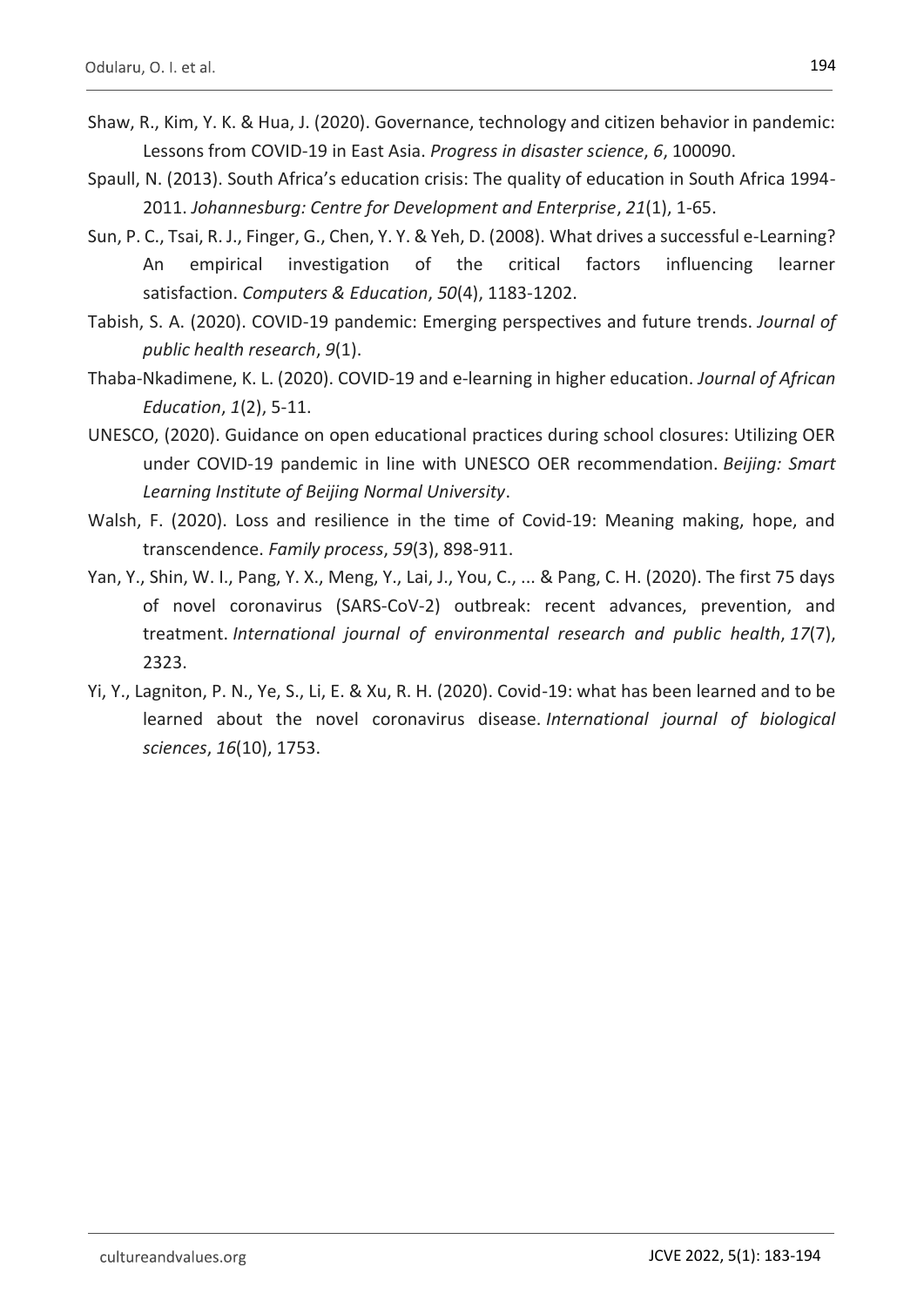Shaw, R., Kim, Y. K. & Hua, J. (2020). Governance, technology and citizen behavior in pandemic: Lessons from COVID-19 in East Asia. *Progress in disaster science*, *6*, 100090.

Spaull, N. (2013). South Africa's education crisis: The quality of education in South Africa 1994-2011. *Johannesburg: Centre for Development and Enterprise*, *21*(1), 1-65.

Sun, P. C., Tsai, R. J., Finger, G., Chen, Y. Y. & Yeh, D. (2008). What drives a successful e-Learning? An empirical investigation of the critical factors influencing learner satisfaction. *Computers & Education*, *50*(4), 1183-1202.

Tabish, S. A. (2020). COVID-19 pandemic: Emerging perspectives and future trends. *Journal of public health research*, *9*(1).

Thaba-Nkadimene, K. L. (2020). COVID-19 and e-learning in higher education. *Journal of African Education*, *1*(2), 5-11.

UNESCO, (2020). Guidance on open educational practices during school closures: Utilizing OER under COVID-19 pandemic in line with UNESCO OER recommendation. *Beijing: Smart Learning Institute of Beijing Normal University*.

Walsh, F. (2020). Loss and resilience in the time of Covid-19: Meaning making, hope, and transcendence. *Family process*, *59*(3), 898-911.

Yan, Y., Shin, W. I., Pang, Y. X., Meng, Y., Lai, J., You, C., ... & Pang, C. H. (2020). The first 75 days of novel coronavirus (SARS-CoV-2) outbreak: recent advances, prevention, and treatment. *International journal of environmental research and public health*, *17*(7), 2323.

Yi, Y., Lagniton, P. N., Ye, S., Li, E. & Xu, R. H. (2020). Covid-19: what has been learned and to be learned about the novel coronavirus disease. *International journal of biological sciences*, *16*(10), 1753.